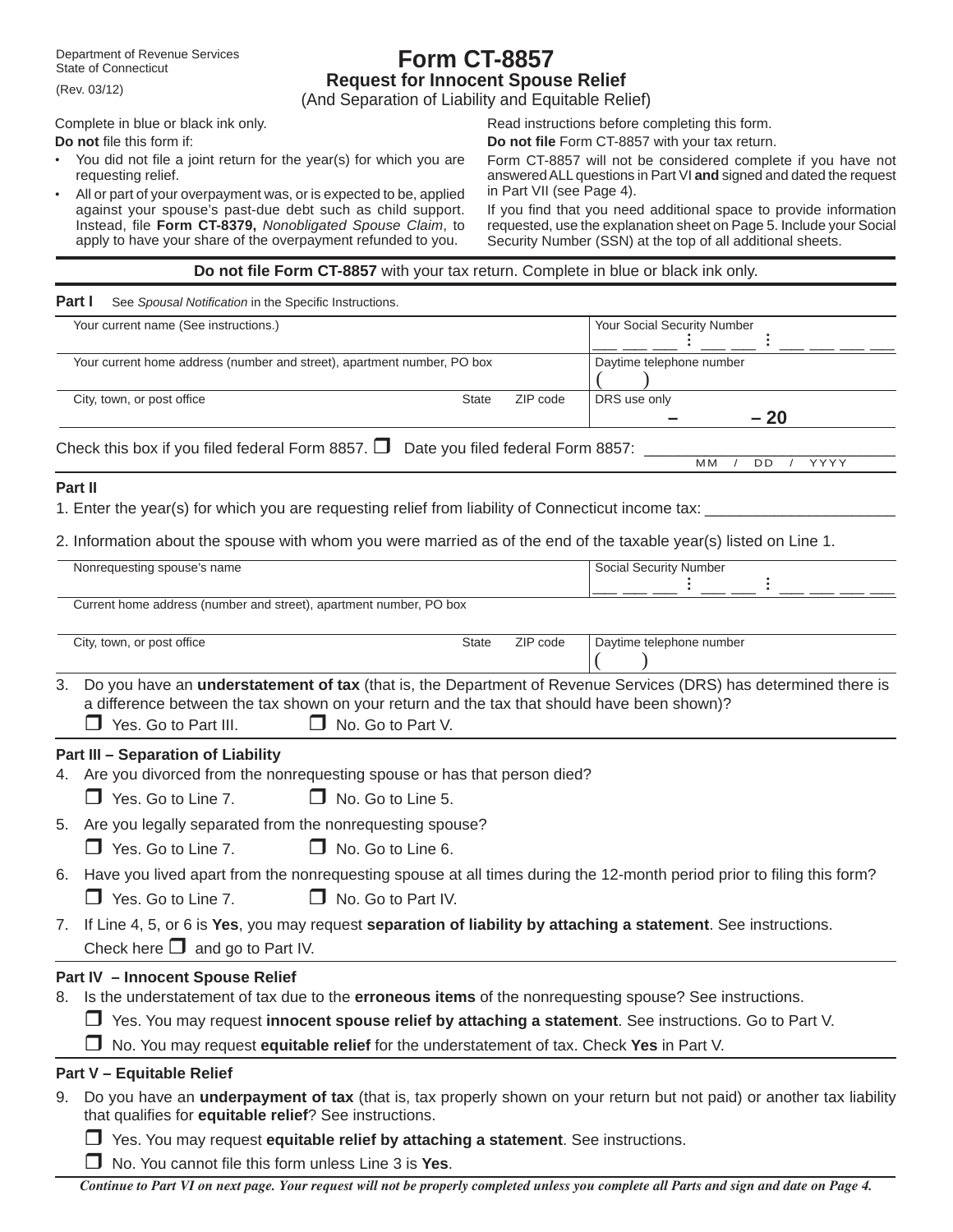Department of Revenue Services
State of Connecticut

(Rev. 03/12)

# Form CT-8857

## Request for Innocent Spouse Relief

(And Separation of Liability and Equitable Relief)

Complete in blue or black ink only.

**Do not** file this form if:

- You did not file a joint return for the year(s) for which you are requesting relief.
- All or part of your overpayment was, or is expected to be, applied against your spouse's past-due debt such as child support. Instead, file **Form CT-8379,** *Nonobligated Spouse Claim*, to apply to have your share of the overpayment refunded to you.

Read instructions before completing this form.

**Do not file** Form CT-8857 with your tax return.

Form CT-8857 will not be considered complete if you have not answered ALL questions in Part VI **and** signed and dated the request in Part VII (see Page 4).

If you find that you need additional space to provide information requested, use the explanation sheet on Page 5. Include your Social Security Number (SSN) at the top of all additional sheets.

**Do not file Form CT-8857** with your tax return. Complete in blue or black ink only.

**Part I** See *Spousal Notification* in the Specific Instructions.

| Your current name (See instructions.) | | | Your Social Security Number |
|---|---|---|---|
| Your current home address (number and street), apartment number, PO box | | | Daytime telephone number ( ) |
| City, town, or post office | State | ZIP code | DRS use only – – 20 |

Check this box if you filed federal Form 8857. ☐ Date you filed federal Form 8857: ____________ MM / DD / YYYY

**Part II**

1. Enter the year(s) for which you are requesting relief from liability of Connecticut income tax: ____________

2. Information about the spouse with whom you were married as of the end of the taxable year(s) listed on Line 1.

| Nonrequesting spouse's name | | | Social Security Number |
|---|---|---|---|
| Current home address (number and street), apartment number, PO box | | | |
| City, town, or post office | State | ZIP code | Daytime telephone number ( ) |

3. Do you have an **understatement of tax** (that is, the Department of Revenue Services (DRS) has determined there is a difference between the tax shown on your return and the tax that should have been shown)?

   ☐ Yes. Go to Part III. ☐ No. Go to Part V.

**Part III – Separation of Liability**

4. Are you divorced from the nonrequesting spouse or has that person died?

   ☐ Yes. Go to Line 7. ☐ No. Go to Line 5.

5. Are you legally separated from the nonrequesting spouse?

   ☐ Yes. Go to Line 7. ☐ No. Go to Line 6.

6. Have you lived apart from the nonrequesting spouse at all times during the 12-month period prior to filing this form?

   ☐ Yes. Go to Line 7. ☐ No. Go to Part IV.

7. If Line 4, 5, or 6 is **Yes**, you may request **separation of liability by attaching a statement**. See instructions.
   Check here ☐ and go to Part IV.

**Part IV – Innocent Spouse Relief**

8. Is the understatement of tax due to the **erroneous items** of the nonrequesting spouse? See instructions.

   ☐ Yes. You may request **innocent spouse relief by attaching a statement**. See instructions. Go to Part V.

   ☐ No. You may request **equitable relief** for the understatement of tax. Check **Yes** in Part V.

**Part V – Equitable Relief**

9. Do you have an **underpayment of tax** (that is, tax properly shown on your return but not paid) or another tax liability that qualifies for **equitable relief**? See instructions.

   ☐ Yes. You may request **equitable relief by attaching a statement**. See instructions.

   ☐ No. You cannot file this form unless Line 3 is **Yes**.

***Continue to Part VI on next page. Your request will not be properly completed unless you complete all Parts and sign and date on Page 4.***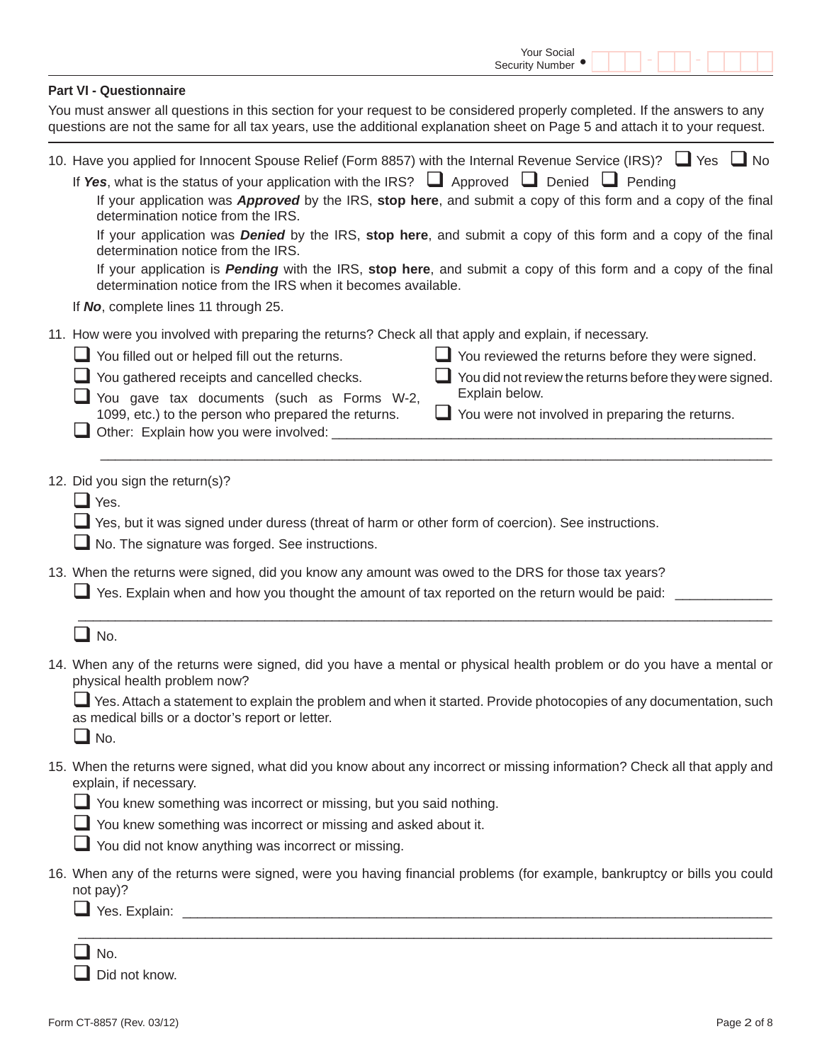Your Social Security Number • ___-__-____

## Part VI - Questionnaire

You must answer all questions in this section for your request to be considered properly completed. If the answers to any questions are not the same for all tax years, use the additional explanation sheet on Page 5 and attach it to your request.

10. Have you applied for Innocent Spouse Relief (Form 8857) with the Internal Revenue Service (IRS)? ☐ Yes ☐ No

    If ***Yes***, what is the status of your application with the IRS? ☐ Approved ☐ Denied ☐ Pending

    If your application was ***Approved*** by the IRS, **stop here**, and submit a copy of this form and a copy of the final determination notice from the IRS.

    If your application was ***Denied*** by the IRS, **stop here**, and submit a copy of this form and a copy of the final determination notice from the IRS.

    If your application is ***Pending*** with the IRS, **stop here**, and submit a copy of this form and a copy of the final determination notice from the IRS when it becomes available.

    If ***No***, complete lines 11 through 25.

11. How were you involved with preparing the returns? Check all that apply and explain, if necessary.

    ☐ You filled out or helped fill out the returns.

    ☐ You gathered receipts and cancelled checks.

    ☐ You gave tax documents (such as Forms W-2, 1099, etc.) to the person who prepared the returns.

    ☐ You reviewed the returns before they were signed.

    ☐ You did not review the returns before they were signed. Explain below.

    ☐ You were not involved in preparing the returns.

    ☐ Other: Explain how you were involved: ____________________________________________

    ____________________________________________________________________________

12. Did you sign the return(s)?

    ☐ Yes.

    ☐ Yes, but it was signed under duress (threat of harm or other form of coercion). See instructions.

    ☐ No. The signature was forged. See instructions.

13. When the returns were signed, did you know any amount was owed to the DRS for those tax years?

    ☐ Yes. Explain when and how you thought the amount of tax reported on the return would be paid: ____________

    ____________________________________________________________________________

    ☐ No.

14. When any of the returns were signed, did you have a mental or physical health problem or do you have a mental or physical health problem now?

    ☐ Yes. Attach a statement to explain the problem and when it started. Provide photocopies of any documentation, such as medical bills or a doctor's report or letter.

    ☐ No.

15. When the returns were signed, what did you know about any incorrect or missing information? Check all that apply and explain, if necessary.

    ☐ You knew something was incorrect or missing, but you said nothing.

    ☐ You knew something was incorrect or missing and asked about it.

    ☐ You did not know anything was incorrect or missing.

16. When any of the returns were signed, were you having financial problems (for example, bankruptcy or bills you could not pay)?

    ☐ Yes. Explain: ____________________________________________________________________

    ____________________________________________________________________________

    ☐ No.

    ☐ Did not know.

Form CT-8857 (Rev. 03/12)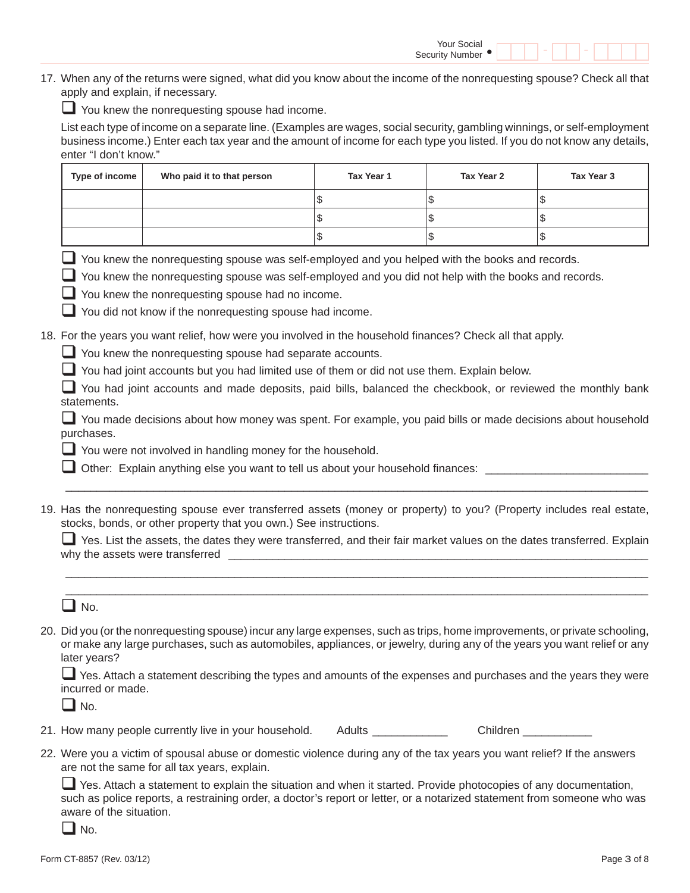Your Social Security Number • 

17. When any of the returns were signed, what did you know about the income of the nonrequesting spouse? Check all that apply and explain, if necessary.

☐ You knew the nonrequesting spouse had income.

List each type of income on a separate line. (Examples are wages, social security, gambling winnings, or self-employment business income.) Enter each tax year and the amount of income for each type you listed. If you do not know any details, enter "I don't know."

| Type of income | Who paid it to that person | Tax Year 1 | Tax Year 2 | Tax Year 3 |
|---|---|---|---|---|
| | | $ | $ | $ |
| | | $ | $ | $ |
| | | $ | $ | $ |

☐ You knew the nonrequesting spouse was self-employed and you helped with the books and records.

☐ You knew the nonrequesting spouse was self-employed and you did not help with the books and records.

☐ You knew the nonrequesting spouse had no income.

☐ You did not know if the nonrequesting spouse had income.

18. For the years you want relief, how were you involved in the household finances? Check all that apply.

☐ You knew the nonrequesting spouse had separate accounts.

☐ You had joint accounts but you had limited use of them or did not use them. Explain below.

☐ You had joint accounts and made deposits, paid bills, balanced the checkbook, or reviewed the monthly bank statements.

☐ You made decisions about how money was spent. For example, you paid bills or made decisions about household purchases.

☐ You were not involved in handling money for the household.

☐ Other: Explain anything else you want to tell us about your household finances: ________________________

________________________________________________________________________________

19. Has the nonrequesting spouse ever transferred assets (money or property) to you? (Property includes real estate, stocks, bonds, or other property that you own.) See instructions.

☐ Yes. List the assets, the dates they were transferred, and their fair market values on the dates transferred. Explain why the assets were transferred ________________________________________________

________________________________________________________________________________

________________________________________________________________________________

☐ No.

20. Did you (or the nonrequesting spouse) incur any large expenses, such as trips, home improvements, or private schooling, or make any large purchases, such as automobiles, appliances, or jewelry, during any of the years you want relief or any later years?

☐ Yes. Attach a statement describing the types and amounts of the expenses and purchases and the years they were incurred or made.

☐ No.

21. How many people currently live in your household. Adults ___________ Children __________

22. Were you a victim of spousal abuse or domestic violence during any of the tax years you want relief? If the answers are not the same for all tax years, explain.

☐ Yes. Attach a statement to explain the situation and when it started. Provide photocopies of any documentation, such as police reports, a restraining order, a doctor's report or letter, or a notarized statement from someone who was aware of the situation.

☐ No.

Form CT-8857 (Rev. 03/12)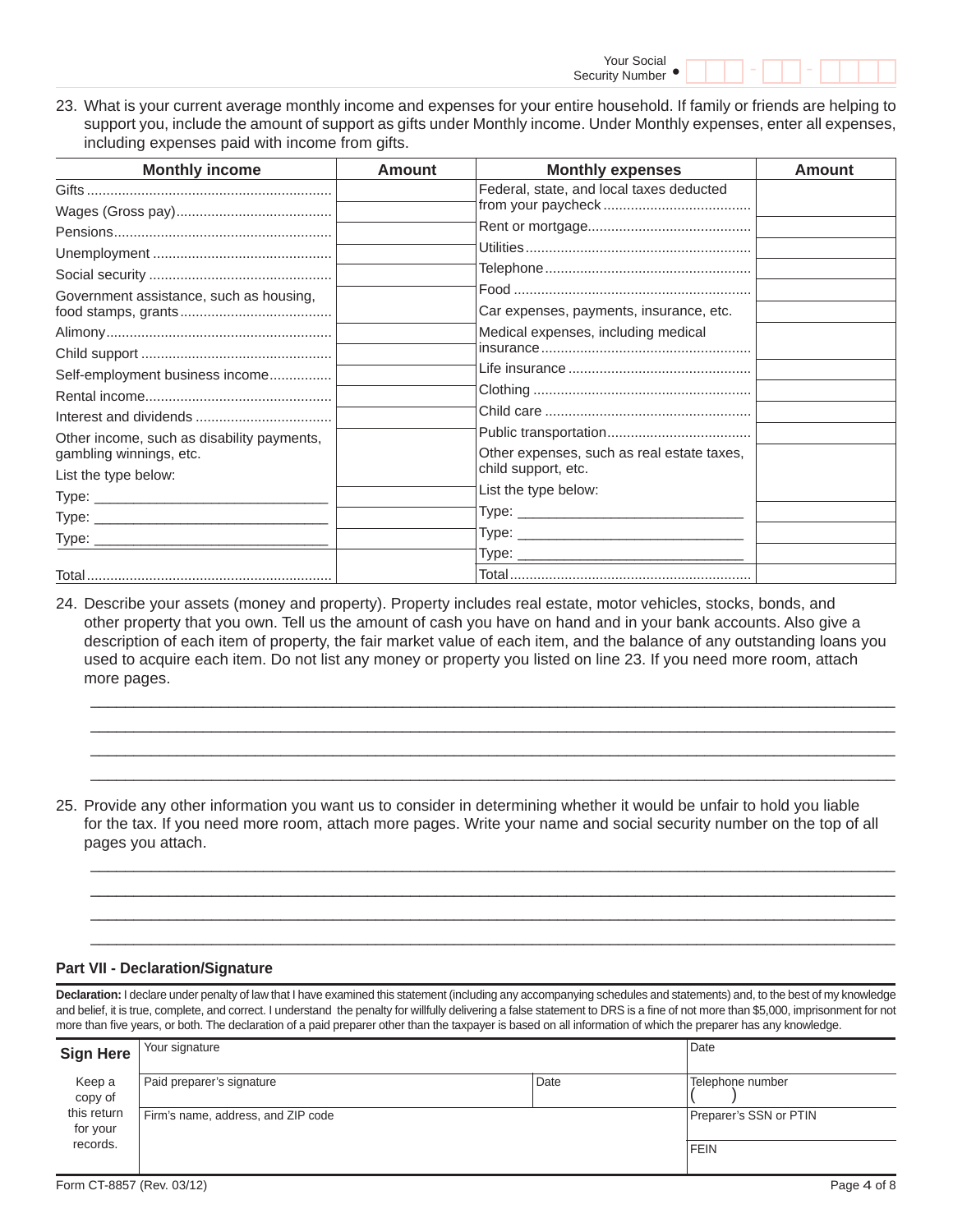Your Social Security Number • ___ - __ - ____

23. What is your current average monthly income and expenses for your entire household. If family or friends are helping to support you, include the amount of support as gifts under Monthly income. Under Monthly expenses, enter all expenses, including expenses paid with income from gifts.

| Monthly income | Amount | Monthly expenses | Amount |
|---|---|---|---|
| Gifts | | Federal, state, and local taxes deducted from your paycheck | |
| Wages (Gross pay) | | | |
| Pensions | | Rent or mortgage | |
| Unemployment | | Utilities | |
| Social security | | Telephone | |
| Government assistance, such as housing, food stamps, grants | | Food | |
| | | Car expenses, payments, insurance, etc. | |
| Alimony | | Medical expenses, including medical insurance | |
| Child support | | | |
| Self-employment business income | | Life insurance | |
| Rental income | | Clothing | |
| Interest and dividends | | Child care | |
| Other income, such as disability payments, gambling winnings, etc. List the type below: | | Public transportation | |
| | | Other expenses, such as real estate taxes, child support, etc. List the type below: | |
| Type: ______________________ | | | |
| Type: ______________________ | | Type: ______________________ | |
| Type: ______________________ | | Type: ______________________ | |
| | | Type: ______________________ | |
| Total | | Total | |

24. Describe your assets (money and property). Property includes real estate, motor vehicles, stocks, bonds, and other property that you own. Tell us the amount of cash you have on hand and in your bank accounts. Also give a description of each item of property, the fair market value of each item, and the balance of any outstanding loans you used to acquire each item. Do not list any money or property you listed on line 23. If you need more room, attach more pages.

________________________________________________________________________________

________________________________________________________________________________

________________________________________________________________________________

________________________________________________________________________________

25. Provide any other information you want us to consider in determining whether it would be unfair to hold you liable for the tax. If you need more room, attach more pages. Write your name and social security number on the top of all pages you attach.

________________________________________________________________________________

________________________________________________________________________________

________________________________________________________________________________

________________________________________________________________________________

## Part VII - Declaration/Signature

**Declaration:** I declare under penalty of law that I have examined this statement (including any accompanying schedules and statements) and, to the best of my knowledge and belief, it is true, complete, and correct. I understand the penalty for willfully delivering a false statement to DRS is a fine of not more than $5,000, imprisonment for not more than five years, or both. The declaration of a paid preparer other than the taxpayer is based on all information of which the preparer has any knowledge.

| **Sign Here** | Your signature | | Date |
|---|---|---|---|
| Keep a copy of this return for your records. | Paid preparer's signature | Date | Telephone number ( ) |
| | Firm's name, address, and ZIP code | | Preparer's SSN or PTIN |
| | | | FEIN |

Form CT-8857 (Rev. 03/12)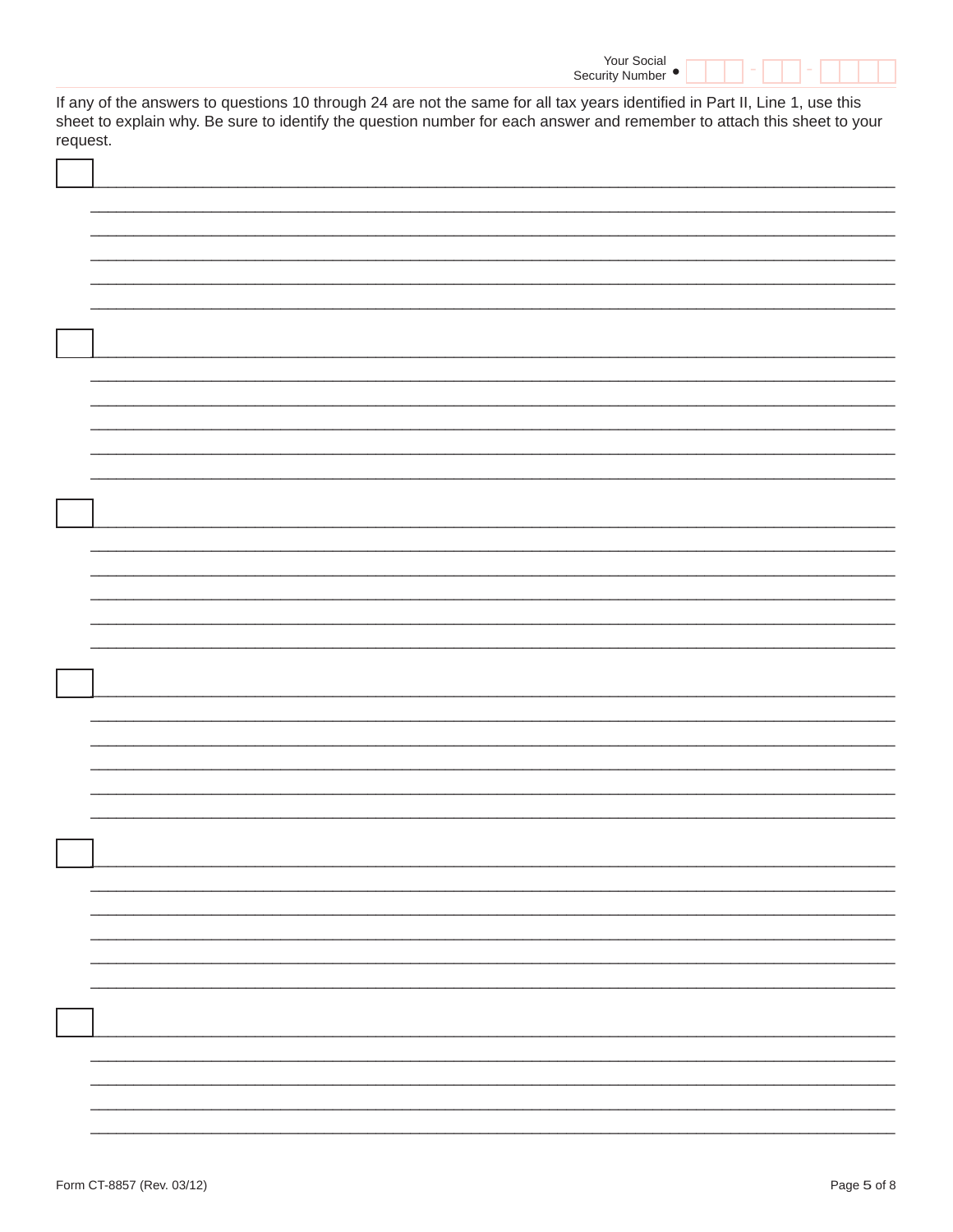Your Social Security Number • ___-__-____

If any of the answers to questions 10 through 24 are not the same for all tax years identified in Part II, Line 1, use this sheet to explain why. Be sure to identify the question number for each answer and remember to attach this sheet to your request.

[ ] ________________________________________________________________________________
________________________________________________________________________________
________________________________________________________________________________
________________________________________________________________________________
________________________________________________________________________________
________________________________________________________________________________

[ ] ________________________________________________________________________________
________________________________________________________________________________
________________________________________________________________________________
________________________________________________________________________________
________________________________________________________________________________
________________________________________________________________________________

[ ] ________________________________________________________________________________
________________________________________________________________________________
________________________________________________________________________________
________________________________________________________________________________
________________________________________________________________________________
________________________________________________________________________________

[ ] ________________________________________________________________________________
________________________________________________________________________________
________________________________________________________________________________
________________________________________________________________________________
________________________________________________________________________________
________________________________________________________________________________

[ ] ________________________________________________________________________________
________________________________________________________________________________
________________________________________________________________________________
________________________________________________________________________________
________________________________________________________________________________
________________________________________________________________________________

[ ] ________________________________________________________________________________
________________________________________________________________________________
________________________________________________________________________________
________________________________________________________________________________
________________________________________________________________________________

Form CT-8857 (Rev. 03/12)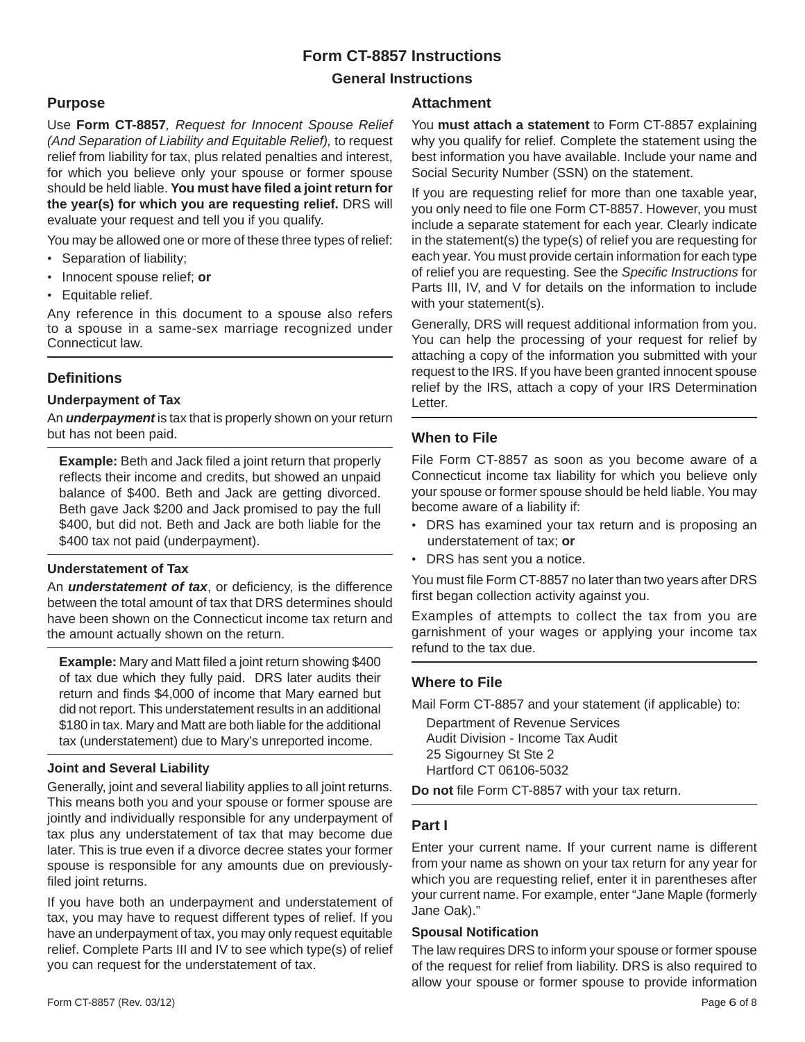# Form CT-8857 Instructions

## General Instructions

### Purpose

Use **Form CT-8857***, Request for Innocent Spouse Relief (And Separation of Liability and Equitable Relief),* to request relief from liability for tax, plus related penalties and interest, for which you believe only your spouse or former spouse should be held liable. **You must have filed a joint return for the year(s) for which you are requesting relief.** DRS will evaluate your request and tell you if you qualify.

You may be allowed one or more of these three types of relief:

- Separation of liability;
- Innocent spouse relief; **or**
- Equitable relief.

Any reference in this document to a spouse also refers to a spouse in a same-sex marriage recognized under Connecticut law.

### Definitions

#### Underpayment of Tax

An ***underpayment*** is tax that is properly shown on your return but has not been paid.

**Example:** Beth and Jack filed a joint return that properly reflects their income and credits, but showed an unpaid balance of $400. Beth and Jack are getting divorced. Beth gave Jack $200 and Jack promised to pay the full $400, but did not. Beth and Jack are both liable for the $400 tax not paid (underpayment).

#### Understatement of Tax

An ***understatement of tax***, or deficiency, is the difference between the total amount of tax that DRS determines should have been shown on the Connecticut income tax return and the amount actually shown on the return.

**Example:** Mary and Matt filed a joint return showing $400 of tax due which they fully paid. DRS later audits their return and finds $4,000 of income that Mary earned but did not report. This understatement results in an additional $180 in tax. Mary and Matt are both liable for the additional tax (understatement) due to Mary's unreported income.

#### Joint and Several Liability

Generally, joint and several liability applies to all joint returns. This means both you and your spouse or former spouse are jointly and individually responsible for any underpayment of tax plus any understatement of tax that may become due later. This is true even if a divorce decree states your former spouse is responsible for any amounts due on previously-filed joint returns.

If you have both an underpayment and understatement of tax, you may have to request different types of relief. If you have an underpayment of tax, you may only request equitable relief. Complete Parts III and IV to see which type(s) of relief you can request for the understatement of tax.

### Attachment

You **must attach a statement** to Form CT-8857 explaining why you qualify for relief. Complete the statement using the best information you have available. Include your name and Social Security Number (SSN) on the statement.

If you are requesting relief for more than one taxable year, you only need to file one Form CT-8857. However, you must include a separate statement for each year. Clearly indicate in the statement(s) the type(s) of relief you are requesting for each year. You must provide certain information for each type of relief you are requesting. See the *Specific Instructions* for Parts III, IV, and V for details on the information to include with your statement(s).

Generally, DRS will request additional information from you. You can help the processing of your request for relief by attaching a copy of the information you submitted with your request to the IRS. If you have been granted innocent spouse relief by the IRS, attach a copy of your IRS Determination Letter.

### When to File

File Form CT-8857 as soon as you become aware of a Connecticut income tax liability for which you believe only your spouse or former spouse should be held liable. You may become aware of a liability if:

- DRS has examined your tax return and is proposing an understatement of tax; **or**
- DRS has sent you a notice.

You must file Form CT-8857 no later than two years after DRS first began collection activity against you.

Examples of attempts to collect the tax from you are garnishment of your wages or applying your income tax refund to the tax due.

### Where to File

Mail Form CT-8857 and your statement (if applicable) to:

Department of Revenue Services
Audit Division - Income Tax Audit
25 Sigourney St Ste 2
Hartford CT 06106-5032

**Do not** file Form CT-8857 with your tax return.

### Part I

Enter your current name. If your current name is different from your name as shown on your tax return for any year for which you are requesting relief, enter it in parentheses after your current name. For example, enter "Jane Maple (formerly Jane Oak)."

#### Spousal Notification

The law requires DRS to inform your spouse or former spouse of the request for relief from liability. DRS is also required to allow your spouse or former spouse to provide information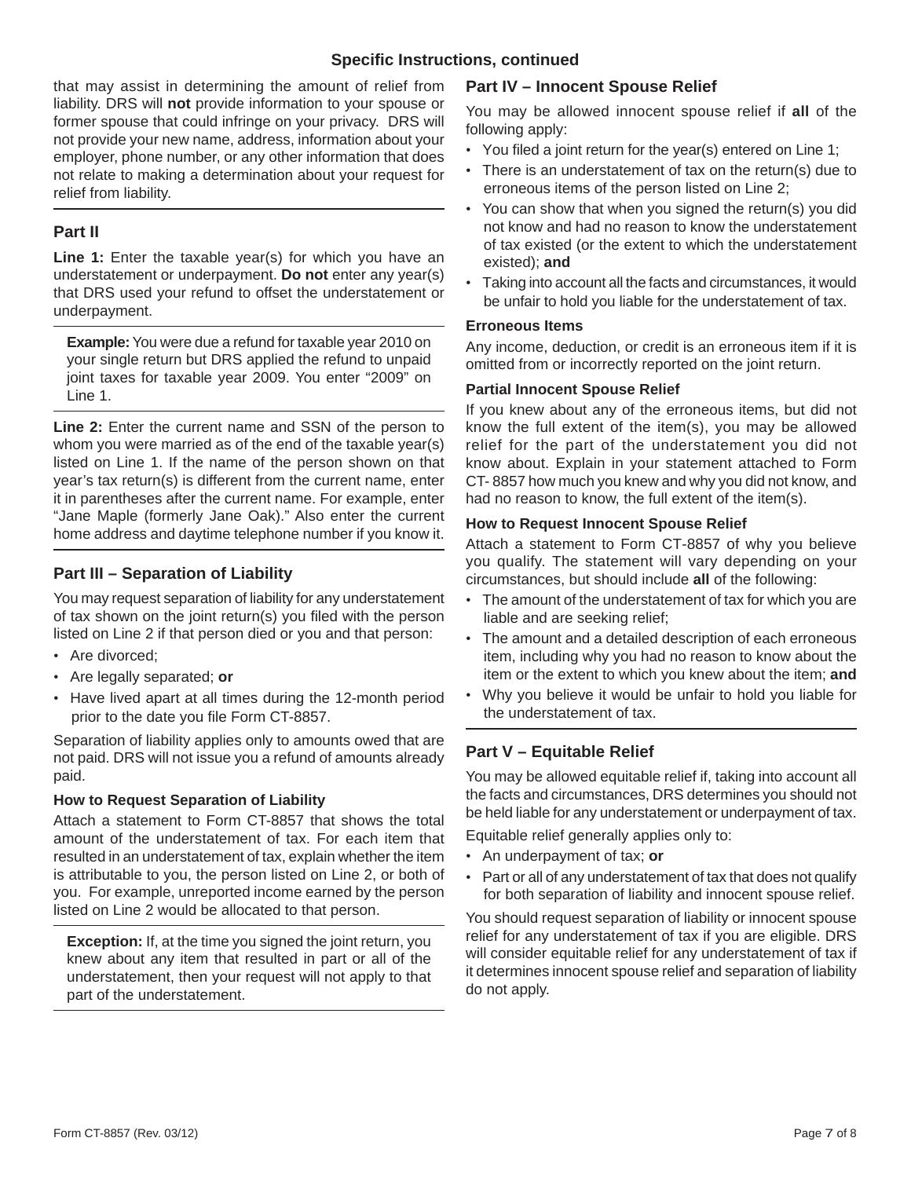## Specific Instructions, continued

that may assist in determining the amount of relief from liability. DRS will **not** provide information to your spouse or former spouse that could infringe on your privacy. DRS will not provide your new name, address, information about your employer, phone number, or any other information that does not relate to making a determination about your request for relief from liability.

## Part II

**Line 1:** Enter the taxable year(s) for which you have an understatement or underpayment. **Do not** enter any year(s) that DRS used your refund to offset the understatement or underpayment.

**Example:** You were due a refund for taxable year 2010 on your single return but DRS applied the refund to unpaid joint taxes for taxable year 2009. You enter "2009" on Line 1.

**Line 2:** Enter the current name and SSN of the person to whom you were married as of the end of the taxable year(s) listed on Line 1. If the name of the person shown on that year's tax return(s) is different from the current name, enter it in parentheses after the current name. For example, enter "Jane Maple (formerly Jane Oak)." Also enter the current home address and daytime telephone number if you know it.

## Part III – Separation of Liability

You may request separation of liability for any understatement of tax shown on the joint return(s) you filed with the person listed on Line 2 if that person died or you and that person:

- Are divorced;
- Are legally separated; **or**
- Have lived apart at all times during the 12-month period prior to the date you file Form CT-8857.

Separation of liability applies only to amounts owed that are not paid. DRS will not issue you a refund of amounts already paid.

### How to Request Separation of Liability

Attach a statement to Form CT-8857 that shows the total amount of the understatement of tax. For each item that resulted in an understatement of tax, explain whether the item is attributable to you, the person listed on Line 2, or both of you. For example, unreported income earned by the person listed on Line 2 would be allocated to that person.

**Exception:** If, at the time you signed the joint return, you knew about any item that resulted in part or all of the understatement, then your request will not apply to that part of the understatement.

## Part IV – Innocent Spouse Relief

You may be allowed innocent spouse relief if **all** of the following apply:

- You filed a joint return for the year(s) entered on Line 1;
- There is an understatement of tax on the return(s) due to erroneous items of the person listed on Line 2;
- You can show that when you signed the return(s) you did not know and had no reason to know the understatement of tax existed (or the extent to which the understatement existed); **and**
- Taking into account all the facts and circumstances, it would be unfair to hold you liable for the understatement of tax.

### Erroneous Items

Any income, deduction, or credit is an erroneous item if it is omitted from or incorrectly reported on the joint return.

### Partial Innocent Spouse Relief

If you knew about any of the erroneous items, but did not know the full extent of the item(s), you may be allowed relief for the part of the understatement you did not know about. Explain in your statement attached to Form CT- 8857 how much you knew and why you did not know, and had no reason to know, the full extent of the item(s).

### How to Request Innocent Spouse Relief

Attach a statement to Form CT-8857 of why you believe you qualify. The statement will vary depending on your circumstances, but should include **all** of the following:

- The amount of the understatement of tax for which you are liable and are seeking relief;
- The amount and a detailed description of each erroneous item, including why you had no reason to know about the item or the extent to which you knew about the item; **and**
- Why you believe it would be unfair to hold you liable for the understatement of tax.

## Part V – Equitable Relief

You may be allowed equitable relief if, taking into account all the facts and circumstances, DRS determines you should not be held liable for any understatement or underpayment of tax.

Equitable relief generally applies only to:

- An underpayment of tax; **or**
- Part or all of any understatement of tax that does not qualify for both separation of liability and innocent spouse relief.

You should request separation of liability or innocent spouse relief for any understatement of tax if you are eligible. DRS will consider equitable relief for any understatement of tax if it determines innocent spouse relief and separation of liability do not apply.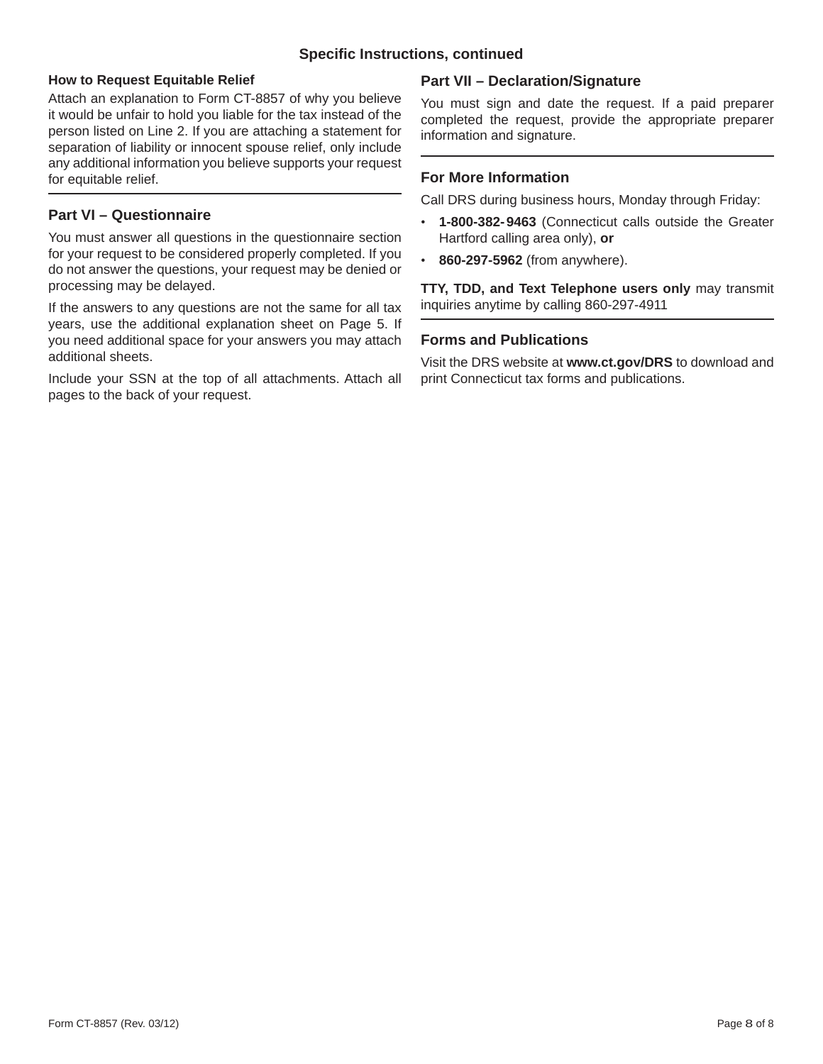## Specific Instructions, continued

### How to Request Equitable Relief

Attach an explanation to Form CT-8857 of why you believe it would be unfair to hold you liable for the tax instead of the person listed on Line 2. If you are attaching a statement for separation of liability or innocent spouse relief, only include any additional information you believe supports your request for equitable relief.

### Part VI – Questionnaire

You must answer all questions in the questionnaire section for your request to be considered properly completed. If you do not answer the questions, your request may be denied or processing may be delayed.

If the answers to any questions are not the same for all tax years, use the additional explanation sheet on Page 5. If you need additional space for your answers you may attach additional sheets.

Include your SSN at the top of all attachments. Attach all pages to the back of your request.

### Part VII – Declaration/Signature

You must sign and date the request. If a paid preparer completed the request, provide the appropriate preparer information and signature.

### For More Information

Call DRS during business hours, Monday through Friday:

- **1-800-382-9463** (Connecticut calls outside the Greater Hartford calling area only), **or**
- **860-297-5962** (from anywhere).

**TTY, TDD, and Text Telephone users only** may transmit inquiries anytime by calling 860-297-4911

### Forms and Publications

Visit the DRS website at **www.ct.gov/DRS** to download and print Connecticut tax forms and publications.